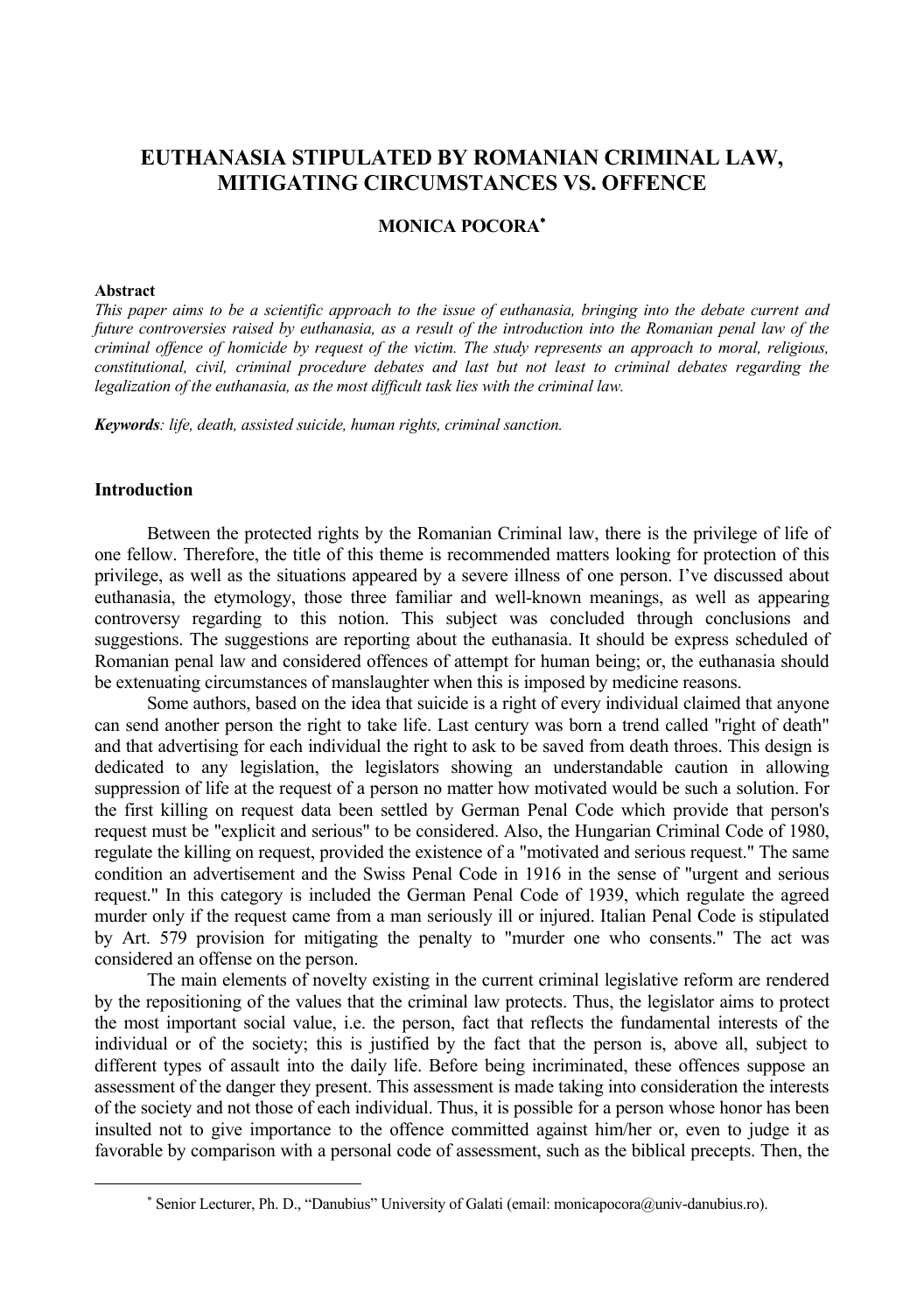# EUTHANASIA STIPULATED BY ROMANIAN CRIMINAL LAW, MITIGATING CIRCUMSTANCES VS. OFFENCE

**MONICA POCORA***

**Abstract**

*This paper aims to be a scientific approach to the issue of euthanasia, bringing into the debate current and future controversies raised by euthanasia, as a result of the introduction into the Romanian penal law of the criminal offence of homicide by request of the victim. The study represents an approach to moral, religious, constitutional, civil, criminal procedure debates and last but not least to criminal debates regarding the legalization of the euthanasia, as the most difficult task lies with the criminal law.*

***Keywords**: life, death, assisted suicide, human rights, criminal sanction.*

## Introduction

Between the protected rights by the Romanian Criminal law, there is the privilege of life of one fellow. Therefore, the title of this theme is recommended matters looking for protection of this privilege, as well as the situations appeared by a severe illness of one person. I've discussed about euthanasia, the etymology, those three familiar and well-known meanings, as well as appearing controversy regarding to this notion. This subject was concluded through conclusions and suggestions. The suggestions are reporting about the euthanasia. It should be express scheduled of Romanian penal law and considered offences of attempt for human being; or, the euthanasia should be extenuating circumstances of manslaughter when this is imposed by medicine reasons.

Some authors, based on the idea that suicide is a right of every individual claimed that anyone can send another person the right to take life. Last century was born a trend called "right of death" and that advertising for each individual the right to ask to be saved from death throes. This design is dedicated to any legislation, the legislators showing an understandable caution in allowing suppression of life at the request of a person no matter how motivated would be such a solution. For the first killing on request data been settled by German Penal Code which provide that person's request must be "explicit and serious" to be considered. Also, the Hungarian Criminal Code of 1980, regulate the killing on request, provided the existence of a "motivated and serious request." The same condition an advertisement and the Swiss Penal Code in 1916 in the sense of "urgent and serious request." In this category is included the German Penal Code of 1939, which regulate the agreed murder only if the request came from a man seriously ill or injured. Italian Penal Code is stipulated by Art. 579 provision for mitigating the penalty to "murder one who consents." The act was considered an offense on the person.

The main elements of novelty existing in the current criminal legislative reform are rendered by the repositioning of the values that the criminal law protects. Thus, the legislator aims to protect the most important social value, i.e. the person, fact that reflects the fundamental interests of the individual or of the society; this is justified by the fact that the person is, above all, subject to different types of assault into the daily life. Before being incriminated, these offences suppose an assessment of the danger they present. This assessment is made taking into consideration the interests of the society and not those of each individual. Thus, it is possible for a person whose honor has been insulted not to give importance to the offence committed against him/her or, even to judge it as favorable by comparison with a personal code of assessment, such as the biblical precepts. Then, the

---

* Senior Lecturer, Ph. D., "Danubius" University of Galati (email: monicapocora@univ-danubius.ro).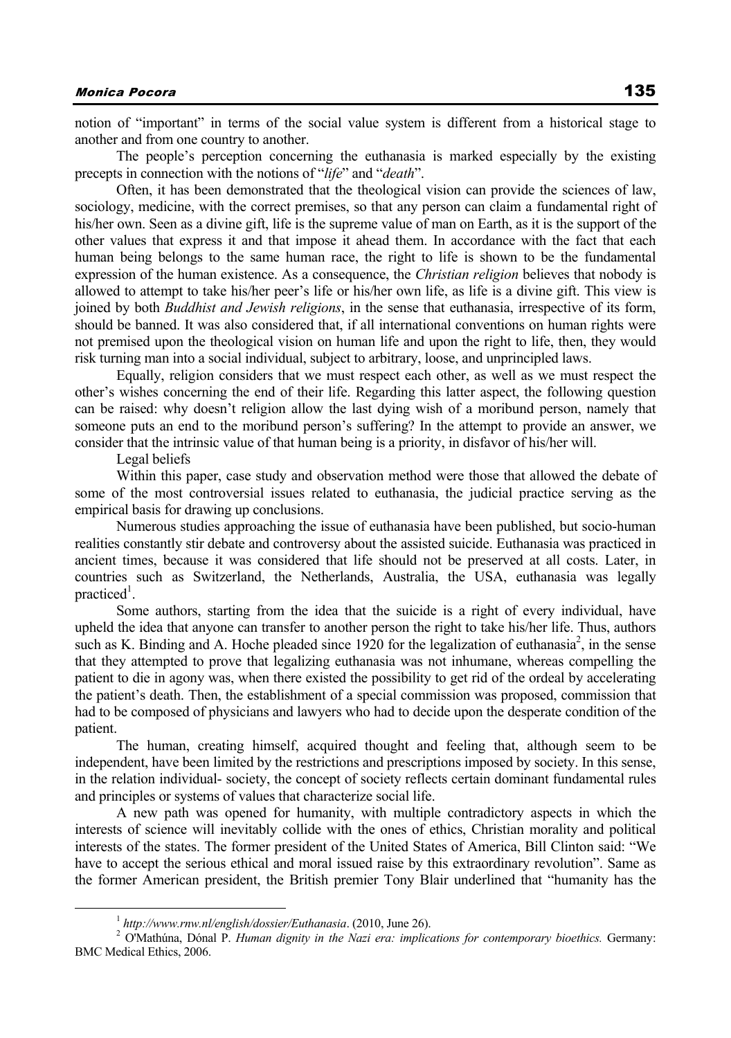notion of "important" in terms of the social value system is different from a historical stage to another and from one country to another.

The people's perception concerning the euthanasia is marked especially by the existing precepts in connection with the notions of "*life*" and "*death*".

Often, it has been demonstrated that the theological vision can provide the sciences of law, sociology, medicine, with the correct premises, so that any person can claim a fundamental right of his/her own. Seen as a divine gift, life is the supreme value of man on Earth, as it is the support of the other values that express it and that impose it ahead them. In accordance with the fact that each human being belongs to the same human race, the right to life is shown to be the fundamental expression of the human existence. As a consequence, the *Christian religion* believes that nobody is allowed to attempt to take his/her peer's life or his/her own life, as life is a divine gift. This view is joined by both *Buddhist and Jewish religions*, in the sense that euthanasia, irrespective of its form, should be banned. It was also considered that, if all international conventions on human rights were not premised upon the theological vision on human life and upon the right to life, then, they would risk turning man into a social individual, subject to arbitrary, loose, and unprincipled laws.

Equally, religion considers that we must respect each other, as well as we must respect the other's wishes concerning the end of their life. Regarding this latter aspect, the following question can be raised: why doesn't religion allow the last dying wish of a moribund person, namely that someone puts an end to the moribund person's suffering? In the attempt to provide an answer, we consider that the intrinsic value of that human being is a priority, in disfavor of his/her will.

Legal beliefs

Within this paper, case study and observation method were those that allowed the debate of some of the most controversial issues related to euthanasia, the judicial practice serving as the empirical basis for drawing up conclusions.

Numerous studies approaching the issue of euthanasia have been published, but socio-human realities constantly stir debate and controversy about the assisted suicide. Euthanasia was practiced in ancient times, because it was considered that life should not be preserved at all costs. Later, in countries such as Switzerland, the Netherlands, Australia, the USA, euthanasia was legally practiced[1].

Some authors, starting from the idea that the suicide is a right of every individual, have upheld the idea that anyone can transfer to another person the right to take his/her life. Thus, authors such as K. Binding and A. Hoche pleaded since 1920 for the legalization of euthanasia[2], in the sense that they attempted to prove that legalizing euthanasia was not inhumane, whereas compelling the patient to die in agony was, when there existed the possibility to get rid of the ordeal by accelerating the patient's death. Then, the establishment of a special commission was proposed, commission that had to be composed of physicians and lawyers who had to decide upon the desperate condition of the patient.

The human, creating himself, acquired thought and feeling that, although seem to be independent, have been limited by the restrictions and prescriptions imposed by society. In this sense, in the relation individual- society, the concept of society reflects certain dominant fundamental rules and principles or systems of values that characterize social life.

A new path was opened for humanity, with multiple contradictory aspects in which the interests of science will inevitably collide with the ones of ethics, Christian morality and political interests of the states. The former president of the United States of America, Bill Clinton said: "We have to accept the serious ethical and moral issued raise by this extraordinary revolution". Same as the former American president, the British premier Tony Blair underlined that "humanity has the

---

[1] *http://www.rnw.nl/english/dossier/Euthanasia*. (2010, June 26).

[2] O'Mathúna, Dónal P. *Human dignity in the Nazi era: implications for contemporary bioethics.* Germany: BMC Medical Ethics, 2006.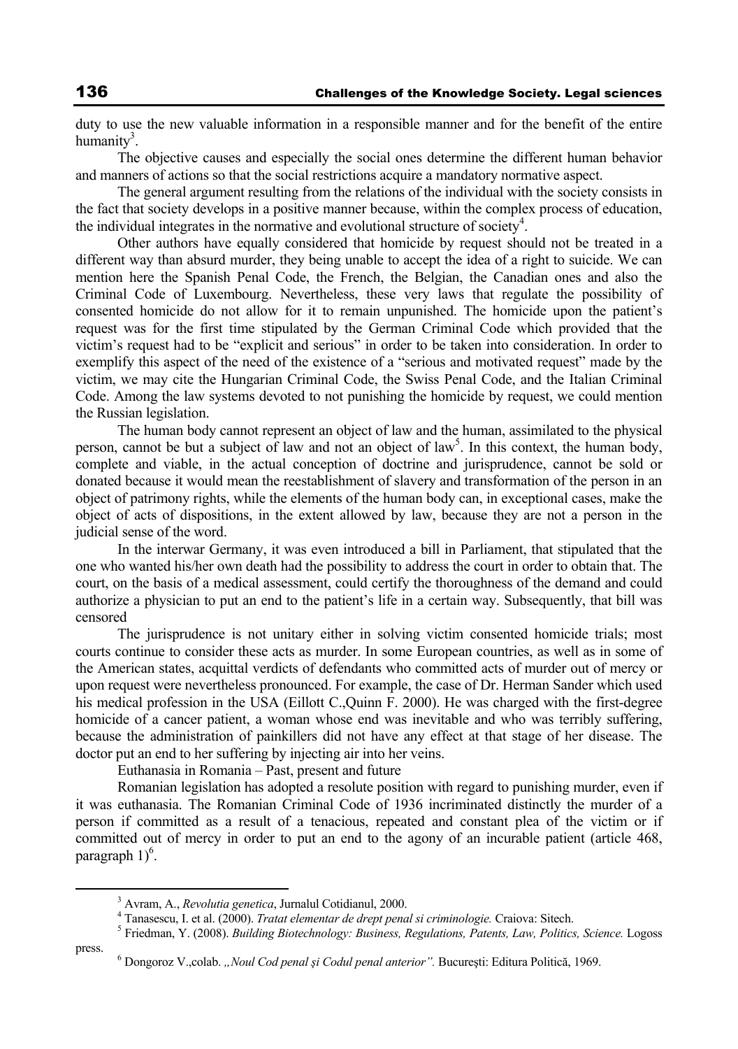duty to use the new valuable information in a responsible manner and for the benefit of the entire humanity[3].

The objective causes and especially the social ones determine the different human behavior and manners of actions so that the social restrictions acquire a mandatory normative aspect.

The general argument resulting from the relations of the individual with the society consists in the fact that society develops in a positive manner because, within the complex process of education, the individual integrates in the normative and evolutional structure of society[4].

Other authors have equally considered that homicide by request should not be treated in a different way than absurd murder, they being unable to accept the idea of a right to suicide. We can mention here the Spanish Penal Code, the French, the Belgian, the Canadian ones and also the Criminal Code of Luxembourg. Nevertheless, these very laws that regulate the possibility of consented homicide do not allow for it to remain unpunished. The homicide upon the patient's request was for the first time stipulated by the German Criminal Code which provided that the victim's request had to be "explicit and serious" in order to be taken into consideration. In order to exemplify this aspect of the need of the existence of a "serious and motivated request" made by the victim, we may cite the Hungarian Criminal Code, the Swiss Penal Code, and the Italian Criminal Code. Among the law systems devoted to not punishing the homicide by request, we could mention the Russian legislation.

The human body cannot represent an object of law and the human, assimilated to the physical person, cannot be but a subject of law and not an object of law[5]. In this context, the human body, complete and viable, in the actual conception of doctrine and jurisprudence, cannot be sold or donated because it would mean the reestablishment of slavery and transformation of the person in an object of patrimony rights, while the elements of the human body can, in exceptional cases, make the object of acts of dispositions, in the extent allowed by law, because they are not a person in the judicial sense of the word.

In the interwar Germany, it was even introduced a bill in Parliament, that stipulated that the one who wanted his/her own death had the possibility to address the court in order to obtain that. The court, on the basis of a medical assessment, could certify the thoroughness of the demand and could authorize a physician to put an end to the patient's life in a certain way. Subsequently, that bill was censored

The jurisprudence is not unitary either in solving victim consented homicide trials; most courts continue to consider these acts as murder. In some European countries, as well as in some of the American states, acquittal verdicts of defendants who committed acts of murder out of mercy or upon request were nevertheless pronounced. For example, the case of Dr. Herman Sander which used his medical profession in the USA (Eillott C.,Quinn F. 2000). He was charged with the first-degree homicide of a cancer patient, a woman whose end was inevitable and who was terribly suffering, because the administration of painkillers did not have any effect at that stage of her disease. The doctor put an end to her suffering by injecting air into her veins.

Euthanasia in Romania – Past, present and future

Romanian legislation has adopted a resolute position with regard to punishing murder, even if it was euthanasia. The Romanian Criminal Code of 1936 incriminated distinctly the murder of a person if committed as a result of a tenacious, repeated and constant plea of the victim or if committed out of mercy in order to put an end to the agony of an incurable patient (article 468, paragraph 1)[6].

---

[3] Avram, A., *Revolutia genetica*, Jurnalul Cotidianul, 2000.

[4] Tanasescu, I. et al. (2000). *Tratat elementar de drept penal si criminologie.* Craiova: Sitech.

[5] Friedman, Y. (2008). *Building Biotechnology: Business, Regulations, Patents, Law, Politics, Science.* Logoss press.

[6] Dongoroz V.,colab. *„Noul Cod penal şi Codul penal anterior".* Bucureşti: Editura Politică, 1969.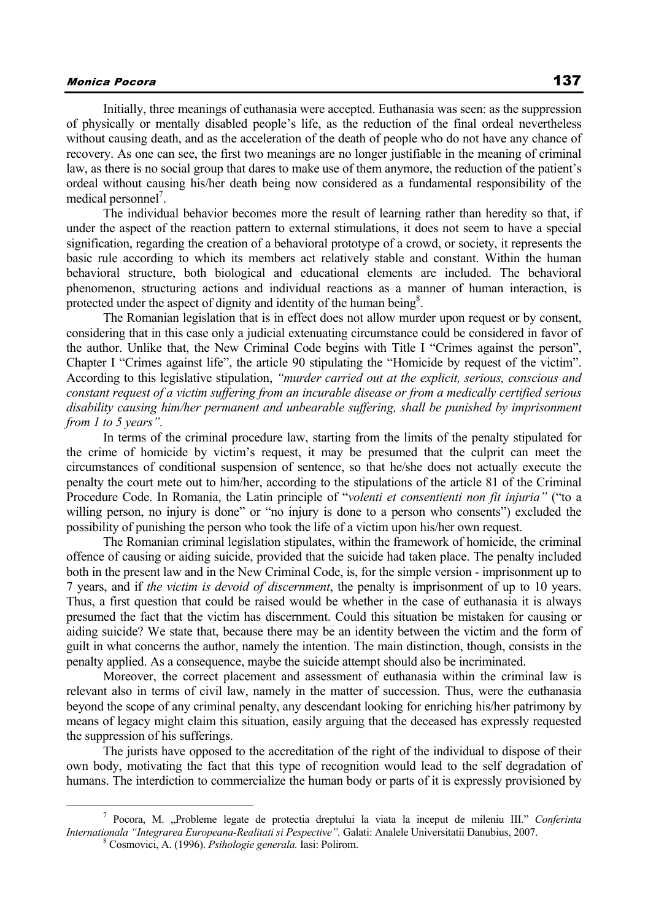Initially, three meanings of euthanasia were accepted. Euthanasia was seen: as the suppression of physically or mentally disabled people's life, as the reduction of the final ordeal nevertheless without causing death, and as the acceleration of the death of people who do not have any chance of recovery. As one can see, the first two meanings are no longer justifiable in the meaning of criminal law, as there is no social group that dares to make use of them anymore, the reduction of the patient's ordeal without causing his/her death being now considered as a fundamental responsibility of the medical personnel[7].

The individual behavior becomes more the result of learning rather than heredity so that, if under the aspect of the reaction pattern to external stimulations, it does not seem to have a special signification, regarding the creation of a behavioral prototype of a crowd, or society, it represents the basic rule according to which its members act relatively stable and constant. Within the human behavioral structure, both biological and educational elements are included. The behavioral phenomenon, structuring actions and individual reactions as a manner of human interaction, is protected under the aspect of dignity and identity of the human being[8].

The Romanian legislation that is in effect does not allow murder upon request or by consent, considering that in this case only a judicial extenuating circumstance could be considered in favor of the author. Unlike that, the New Criminal Code begins with Title I "Crimes against the person", Chapter I "Crimes against life", the article 90 stipulating the "Homicide by request of the victim". According to this legislative stipulation, *"murder carried out at the explicit, serious, conscious and constant request of a victim suffering from an incurable disease or from a medically certified serious disability causing him/her permanent and unbearable suffering, shall be punished by imprisonment from 1 to 5 years".*

In terms of the criminal procedure law, starting from the limits of the penalty stipulated for the crime of homicide by victim's request, it may be presumed that the culprit can meet the circumstances of conditional suspension of sentence, so that he/she does not actually execute the penalty the court mete out to him/her, according to the stipulations of the article 81 of the Criminal Procedure Code. In Romania, the Latin principle of "*volenti et consentienti non fit injuria"* ("to a willing person, no injury is done" or "no injury is done to a person who consents") excluded the possibility of punishing the person who took the life of a victim upon his/her own request.

The Romanian criminal legislation stipulates, within the framework of homicide, the criminal offence of causing or aiding suicide, provided that the suicide had taken place. The penalty included both in the present law and in the New Criminal Code, is, for the simple version - imprisonment up to 7 years, and if *the victim is devoid of discernment*, the penalty is imprisonment of up to 10 years. Thus, a first question that could be raised would be whether in the case of euthanasia it is always presumed the fact that the victim has discernment. Could this situation be mistaken for causing or aiding suicide? We state that, because there may be an identity between the victim and the form of guilt in what concerns the author, namely the intention. The main distinction, though, consists in the penalty applied. As a consequence, maybe the suicide attempt should also be incriminated.

Moreover, the correct placement and assessment of euthanasia within the criminal law is relevant also in terms of civil law, namely in the matter of succession. Thus, were the euthanasia beyond the scope of any criminal penalty, any descendant looking for enriching his/her patrimony by means of legacy might claim this situation, easily arguing that the deceased has expressly requested the suppression of his sufferings.

The jurists have opposed to the accreditation of the right of the individual to dispose of their own body, motivating the fact that this type of recognition would lead to the self degradation of humans. The interdiction to commercialize the human body or parts of it is expressly provisioned by

---

[7] Pocora, M. „Probleme legate de protectia dreptului la viata la inceput de mileniu III." *Conferinta Internationala "Integrarea Europeana-Realitati si Pespective".* Galati: Analele Universitatii Danubius, 2007.

[8] Cosmovici, A. (1996). *Psihologie generala.* Iasi: Polirom.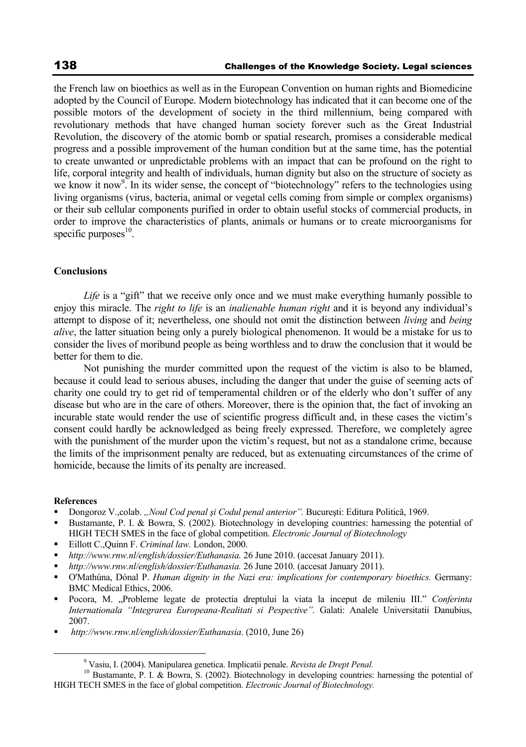the French law on bioethics as well as in the European Convention on human rights and Biomedicine adopted by the Council of Europe. Modern biotechnology has indicated that it can become one of the possible motors of the development of society in the third millennium, being compared with revolutionary methods that have changed human society forever such as the Great Industrial Revolution, the discovery of the atomic bomb or spatial research, promises a considerable medical progress and a possible improvement of the human condition but at the same time, has the potential to create unwanted or unpredictable problems with an impact that can be profound on the right to life, corporal integrity and health of individuals, human dignity but also on the structure of society as we know it now[9]. In its wider sense, the concept of "biotechnology" refers to the technologies using living organisms (virus, bacteria, animal or vegetal cells coming from simple or complex organisms) or their sub cellular components purified in order to obtain useful stocks of commercial products, in order to improve the characteristics of plants, animals or humans or to create microorganisms for specific purposes[10].

**Conclusions**

*Life* is a "gift" that we receive only once and we must make everything humanly possible to enjoy this miracle. The *right to life* is an *inalienable human right* and it is beyond any individual's attempt to dispose of it; nevertheless, one should not omit the distinction between *living* and *being alive*, the latter situation being only a purely biological phenomenon. It would be a mistake for us to consider the lives of moribund people as being worthless and to draw the conclusion that it would be better for them to die.

Not punishing the murder committed upon the request of the victim is also to be blamed, because it could lead to serious abuses, including the danger that under the guise of seeming acts of charity one could try to get rid of temperamental children or of the elderly who don't suffer of any disease but who are in the care of others. Moreover, there is the opinion that, the fact of invoking an incurable state would render the use of scientific progress difficult and, in these cases the victim's consent could hardly be acknowledged as being freely expressed. Therefore, we completely agree with the punishment of the murder upon the victim's request, but not as a standalone crime, because the limits of the imprisonment penalty are reduced, but as extenuating circumstances of the crime of homicide, because the limits of its penalty are increased.

**References**

- Dongoroz V.,colab. *„Noul Cod penal şi Codul penal anterior".* Bucureşti: Editura Politică, 1969.
- Bustamante, P. I. & Bowra, S. (2002). Biotechnology in developing countries: harnessing the potential of HIGH TECH SMES in the face of global competition. *Electronic Journal of Biotechnology*
- Eillott C.,Quinn F. *Criminal law.* London, 2000.
- *http://www.rnw.nl/english/dossier/Euthanasia.* 26 June 2010. (accesat January 2011).
- *http://www.rnw.nl/english/dossier/Euthanasia.* 26 June 2010. (accesat January 2011).
- O'Mathúna, Dónal P. *Human dignity in the Nazi era: implications for contemporary bioethics.* Germany: BMC Medical Ethics, 2006.
- Pocora, M. „Probleme legate de protectia dreptului la viata la inceput de mileniu III." *Conferinta Internationala "Integrarea Europeana-Realitati si Pespective".* Galati: Analele Universitatii Danubius, 2007.
- *http://www.rnw.nl/english/dossier/Euthanasia*. (2010, June 26)

[9] Vasiu, I. (2004). Manipularea genetica. Implicatii penale. *Revista de Drept Penal.*

[10] Bustamante, P. I. & Bowra, S. (2002). Biotechnology in developing countries: harnessing the potential of HIGH TECH SMES in the face of global competition. *Electronic Journal of Biotechnology.*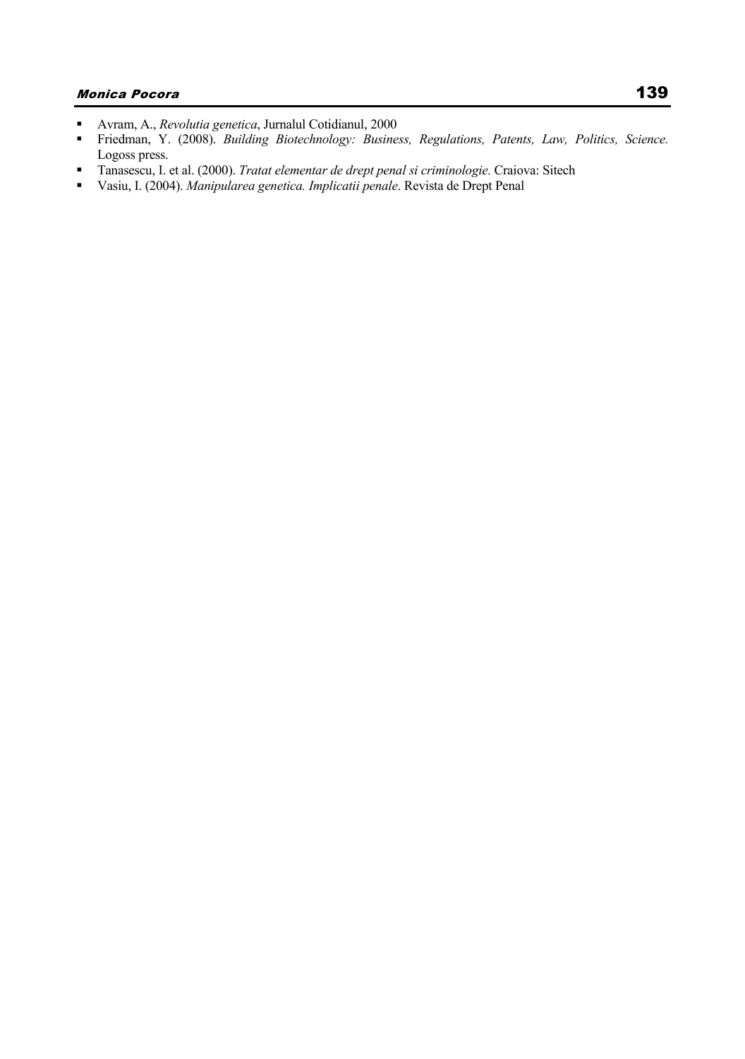- Avram, A., *Revolutia genetica*, Jurnalul Cotidianul, 2000
- Friedman, Y. (2008). *Building Biotechnology: Business, Regulations, Patents, Law, Politics, Science.* Logoss press.
- Tanasescu, I. et al. (2000). *Tratat elementar de drept penal si criminologie.* Craiova: Sitech
- Vasiu, I. (2004). *Manipularea genetica. Implicatii penale*. Revista de Drept Penal